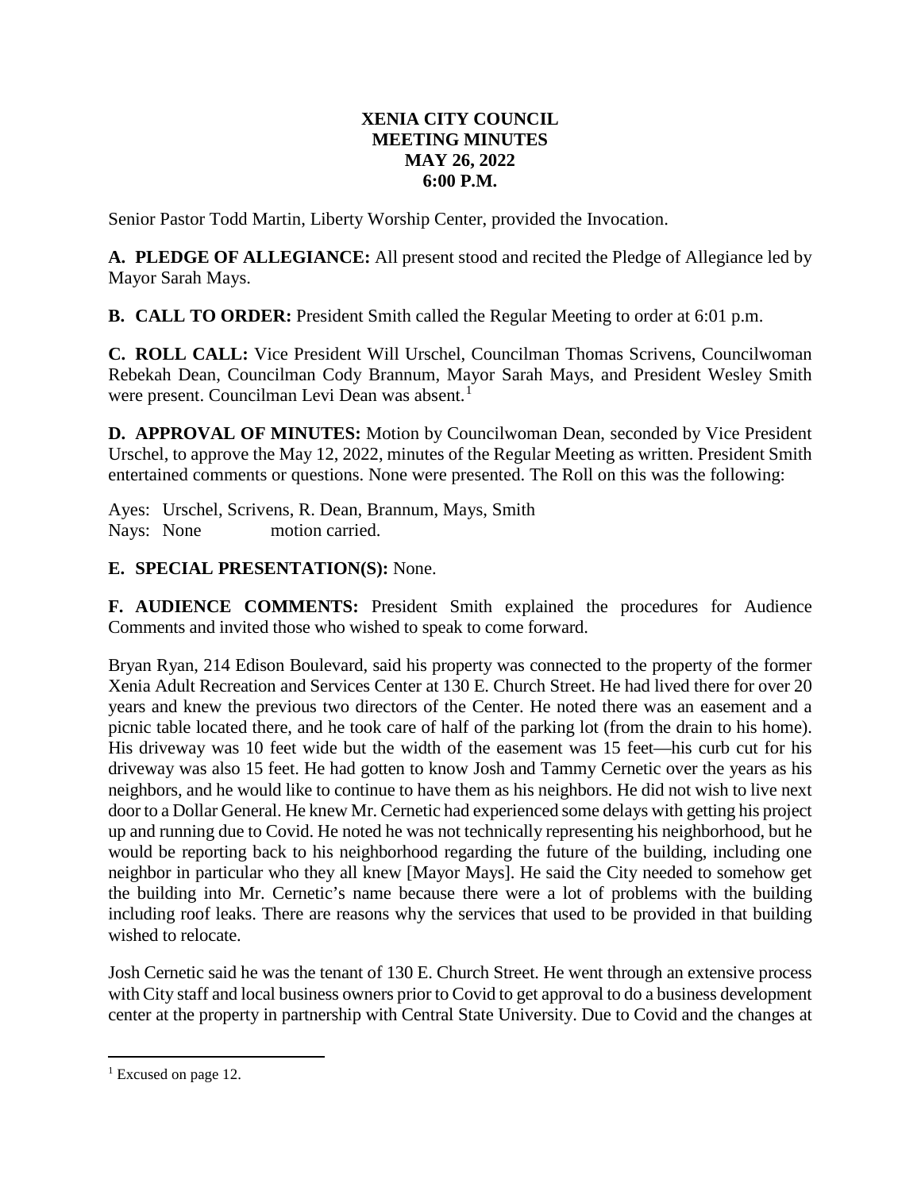# XENIA CITY COUNCIL
# MEETING MINUTES
# MAY 26, 2022
# 6:00 P.M.

Senior Pastor Todd Martin, Liberty Worship Center, provided the Invocation.

**A. PLEDGE OF ALLEGIANCE:** All present stood and recited the Pledge of Allegiance led by Mayor Sarah Mays.

**B. CALL TO ORDER:** President Smith called the Regular Meeting to order at 6:01 p.m.

**C. ROLL CALL:** Vice President Will Urschel, Councilman Thomas Scrivens, Councilwoman Rebekah Dean, Councilman Cody Brannum, Mayor Sarah Mays, and President Wesley Smith were present. Councilman Levi Dean was absent.[1]

**D. APPROVAL OF MINUTES:** Motion by Councilwoman Dean, seconded by Vice President Urschel, to approve the May 12, 2022, minutes of the Regular Meeting as written. President Smith entertained comments or questions. None were presented. The Roll on this was the following:

Ayes: Urschel, Scrivens, R. Dean, Brannum, Mays, Smith
Nays: None motion carried.

**E. SPECIAL PRESENTATION(S):** None.

**F. AUDIENCE COMMENTS:** President Smith explained the procedures for Audience Comments and invited those who wished to speak to come forward.

Bryan Ryan, 214 Edison Boulevard, said his property was connected to the property of the former Xenia Adult Recreation and Services Center at 130 E. Church Street. He had lived there for over 20 years and knew the previous two directors of the Center. He noted there was an easement and a picnic table located there, and he took care of half of the parking lot (from the drain to his home). His driveway was 10 feet wide but the width of the easement was 15 feet—his curb cut for his driveway was also 15 feet. He had gotten to know Josh and Tammy Cernetic over the years as his neighbors, and he would like to continue to have them as his neighbors. He did not wish to live next door to a Dollar General. He knew Mr. Cernetic had experienced some delays with getting his project up and running due to Covid. He noted he was not technically representing his neighborhood, but he would be reporting back to his neighborhood regarding the future of the building, including one neighbor in particular who they all knew [Mayor Mays]. He said the City needed to somehow get the building into Mr. Cernetic's name because there were a lot of problems with the building including roof leaks. There are reasons why the services that used to be provided in that building wished to relocate.

Josh Cernetic said he was the tenant of 130 E. Church Street. He went through an extensive process with City staff and local business owners prior to Covid to get approval to do a business development center at the property in partnership with Central State University. Due to Covid and the changes at

[1] Excused on page 12.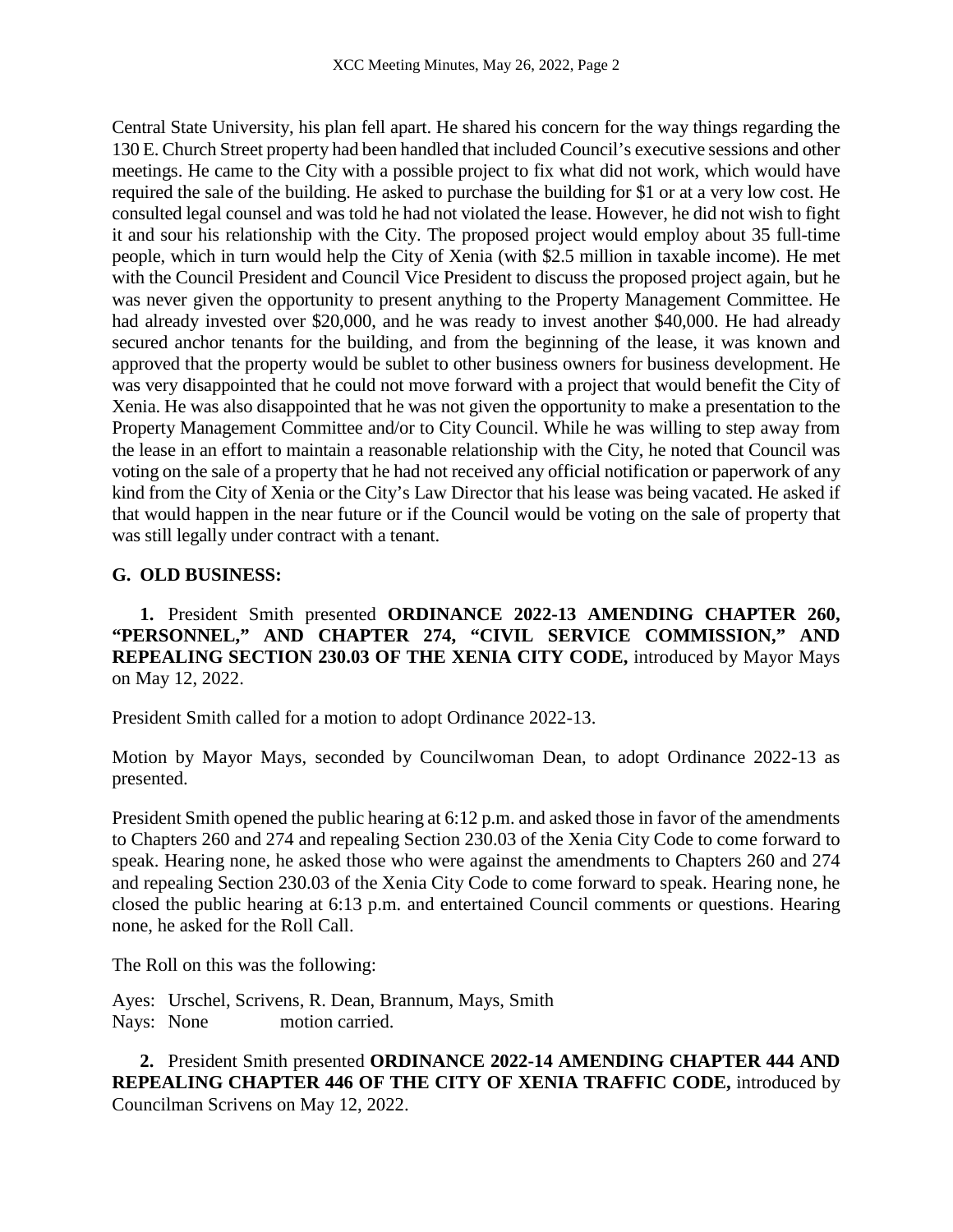Central State University, his plan fell apart. He shared his concern for the way things regarding the 130 E. Church Street property had been handled that included Council's executive sessions and other meetings. He came to the City with a possible project to fix what did not work, which would have required the sale of the building. He asked to purchase the building for $1 or at a very low cost. He consulted legal counsel and was told he had not violated the lease. However, he did not wish to fight it and sour his relationship with the City. The proposed project would employ about 35 full-time people, which in turn would help the City of Xenia (with $2.5 million in taxable income). He met with the Council President and Council Vice President to discuss the proposed project again, but he was never given the opportunity to present anything to the Property Management Committee. He had already invested over $20,000, and he was ready to invest another $40,000. He had already secured anchor tenants for the building, and from the beginning of the lease, it was known and approved that the property would be sublet to other business owners for business development. He was very disappointed that he could not move forward with a project that would benefit the City of Xenia. He was also disappointed that he was not given the opportunity to make a presentation to the Property Management Committee and/or to City Council. While he was willing to step away from the lease in an effort to maintain a reasonable relationship with the City, he noted that Council was voting on the sale of a property that he had not received any official notification or paperwork of any kind from the City of Xenia or the City's Law Director that his lease was being vacated. He asked if that would happen in the near future or if the Council would be voting on the sale of property that was still legally under contract with a tenant.

## G. OLD BUSINESS:

**1.** President Smith presented **ORDINANCE 2022-13 AMENDING CHAPTER 260, "PERSONNEL," AND CHAPTER 274, "CIVIL SERVICE COMMISSION," AND REPEALING SECTION 230.03 OF THE XENIA CITY CODE,** introduced by Mayor Mays on May 12, 2022.

President Smith called for a motion to adopt Ordinance 2022-13.

Motion by Mayor Mays, seconded by Councilwoman Dean, to adopt Ordinance 2022-13 as presented.

President Smith opened the public hearing at 6:12 p.m. and asked those in favor of the amendments to Chapters 260 and 274 and repealing Section 230.03 of the Xenia City Code to come forward to speak. Hearing none, he asked those who were against the amendments to Chapters 260 and 274 and repealing Section 230.03 of the Xenia City Code to come forward to speak. Hearing none, he closed the public hearing at 6:13 p.m. and entertained Council comments or questions. Hearing none, he asked for the Roll Call.

The Roll on this was the following:

Ayes: Urschel, Scrivens, R. Dean, Brannum, Mays, Smith
Nays: None motion carried.

**2.** President Smith presented **ORDINANCE 2022-14 AMENDING CHAPTER 444 AND REPEALING CHAPTER 446 OF THE CITY OF XENIA TRAFFIC CODE,** introduced by Councilman Scrivens on May 12, 2022.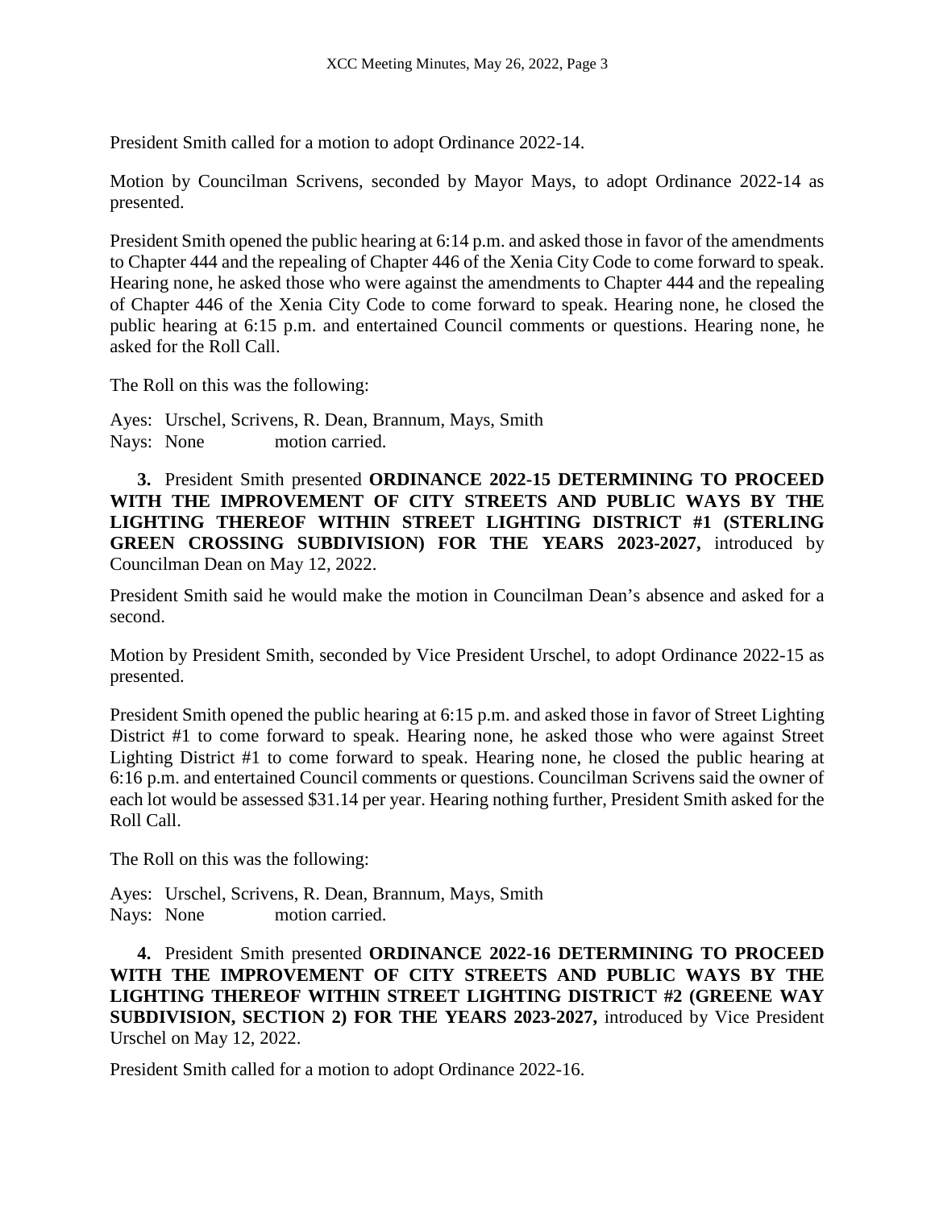President Smith called for a motion to adopt Ordinance 2022-14.

Motion by Councilman Scrivens, seconded by Mayor Mays, to adopt Ordinance 2022-14 as presented.

President Smith opened the public hearing at 6:14 p.m. and asked those in favor of the amendments to Chapter 444 and the repealing of Chapter 446 of the Xenia City Code to come forward to speak. Hearing none, he asked those who were against the amendments to Chapter 444 and the repealing of Chapter 446 of the Xenia City Code to come forward to speak. Hearing none, he closed the public hearing at 6:15 p.m. and entertained Council comments or questions. Hearing none, he asked for the Roll Call.

The Roll on this was the following:

Ayes: Urschel, Scrivens, R. Dean, Brannum, Mays, Smith
Nays: None motion carried.

**3.** President Smith presented **ORDINANCE 2022-15 DETERMINING TO PROCEED WITH THE IMPROVEMENT OF CITY STREETS AND PUBLIC WAYS BY THE LIGHTING THEREOF WITHIN STREET LIGHTING DISTRICT #1 (STERLING GREEN CROSSING SUBDIVISION) FOR THE YEARS 2023-2027,** introduced by Councilman Dean on May 12, 2022.

President Smith said he would make the motion in Councilman Dean's absence and asked for a second.

Motion by President Smith, seconded by Vice President Urschel, to adopt Ordinance 2022-15 as presented.

President Smith opened the public hearing at 6:15 p.m. and asked those in favor of Street Lighting District #1 to come forward to speak. Hearing none, he asked those who were against Street Lighting District #1 to come forward to speak. Hearing none, he closed the public hearing at 6:16 p.m. and entertained Council comments or questions. Councilman Scrivens said the owner of each lot would be assessed $31.14 per year. Hearing nothing further, President Smith asked for the Roll Call.

The Roll on this was the following:

Ayes: Urschel, Scrivens, R. Dean, Brannum, Mays, Smith
Nays: None motion carried.

**4.** President Smith presented **ORDINANCE 2022-16 DETERMINING TO PROCEED WITH THE IMPROVEMENT OF CITY STREETS AND PUBLIC WAYS BY THE LIGHTING THEREOF WITHIN STREET LIGHTING DISTRICT #2 (GREENE WAY SUBDIVISION, SECTION 2) FOR THE YEARS 2023-2027,** introduced by Vice President Urschel on May 12, 2022.

President Smith called for a motion to adopt Ordinance 2022-16.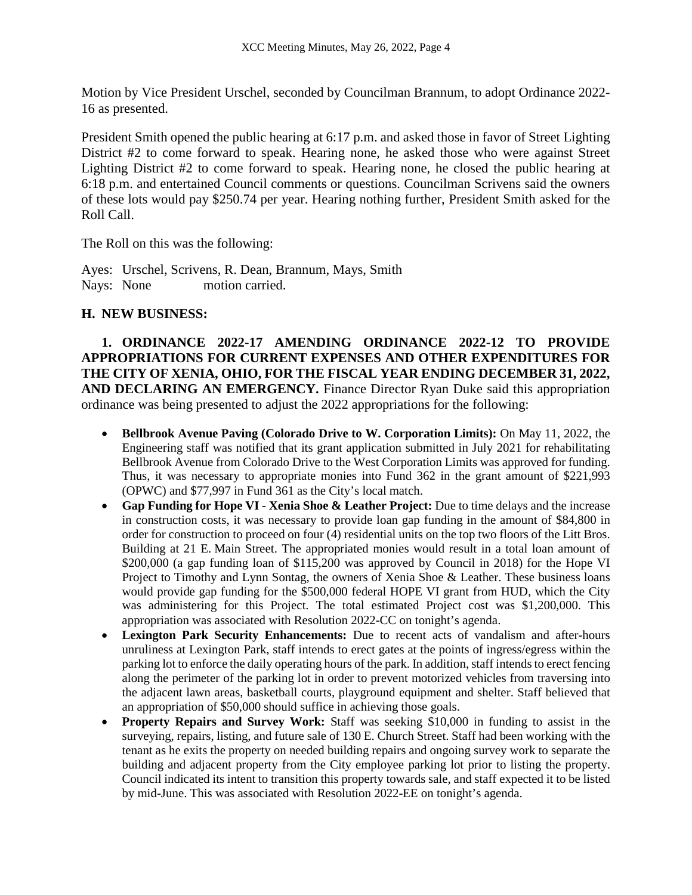Motion by Vice President Urschel, seconded by Councilman Brannum, to adopt Ordinance 2022-16 as presented.

President Smith opened the public hearing at 6:17 p.m. and asked those in favor of Street Lighting District #2 to come forward to speak. Hearing none, he asked those who were against Street Lighting District #2 to come forward to speak. Hearing none, he closed the public hearing at 6:18 p.m. and entertained Council comments or questions. Councilman Scrivens said the owners of these lots would pay $250.74 per year. Hearing nothing further, President Smith asked for the Roll Call.

The Roll on this was the following:

Ayes: Urschel, Scrivens, R. Dean, Brannum, Mays, Smith
Nays: None motion carried.

**H. NEW BUSINESS:**

**1. ORDINANCE 2022-17 AMENDING ORDINANCE 2022-12 TO PROVIDE APPROPRIATIONS FOR CURRENT EXPENSES AND OTHER EXPENDITURES FOR THE CITY OF XENIA, OHIO, FOR THE FISCAL YEAR ENDING DECEMBER 31, 2022, AND DECLARING AN EMERGENCY.** Finance Director Ryan Duke said this appropriation ordinance was being presented to adjust the 2022 appropriations for the following:

- **Bellbrook Avenue Paving (Colorado Drive to W. Corporation Limits):** On May 11, 2022, the Engineering staff was notified that its grant application submitted in July 2021 for rehabilitating Bellbrook Avenue from Colorado Drive to the West Corporation Limits was approved for funding. Thus, it was necessary to appropriate monies into Fund 362 in the grant amount of $221,993 (OPWC) and $77,997 in Fund 361 as the City's local match.
- **Gap Funding for Hope VI - Xenia Shoe & Leather Project:** Due to time delays and the increase in construction costs, it was necessary to provide loan gap funding in the amount of $84,800 in order for construction to proceed on four (4) residential units on the top two floors of the Litt Bros. Building at 21 E. Main Street. The appropriated monies would result in a total loan amount of $200,000 (a gap funding loan of $115,200 was approved by Council in 2018) for the Hope VI Project to Timothy and Lynn Sontag, the owners of Xenia Shoe & Leather. These business loans would provide gap funding for the $500,000 federal HOPE VI grant from HUD, which the City was administering for this Project. The total estimated Project cost was $1,200,000. This appropriation was associated with Resolution 2022-CC on tonight's agenda.
- **Lexington Park Security Enhancements:** Due to recent acts of vandalism and after-hours unruliness at Lexington Park, staff intends to erect gates at the points of ingress/egress within the parking lot to enforce the daily operating hours of the park. In addition, staff intends to erect fencing along the perimeter of the parking lot in order to prevent motorized vehicles from traversing into the adjacent lawn areas, basketball courts, playground equipment and shelter. Staff believed that an appropriation of $50,000 should suffice in achieving those goals.
- **Property Repairs and Survey Work:** Staff was seeking $10,000 in funding to assist in the surveying, repairs, listing, and future sale of 130 E. Church Street. Staff had been working with the tenant as he exits the property on needed building repairs and ongoing survey work to separate the building and adjacent property from the City employee parking lot prior to listing the property. Council indicated its intent to transition this property towards sale, and staff expected it to be listed by mid-June. This was associated with Resolution 2022-EE on tonight's agenda.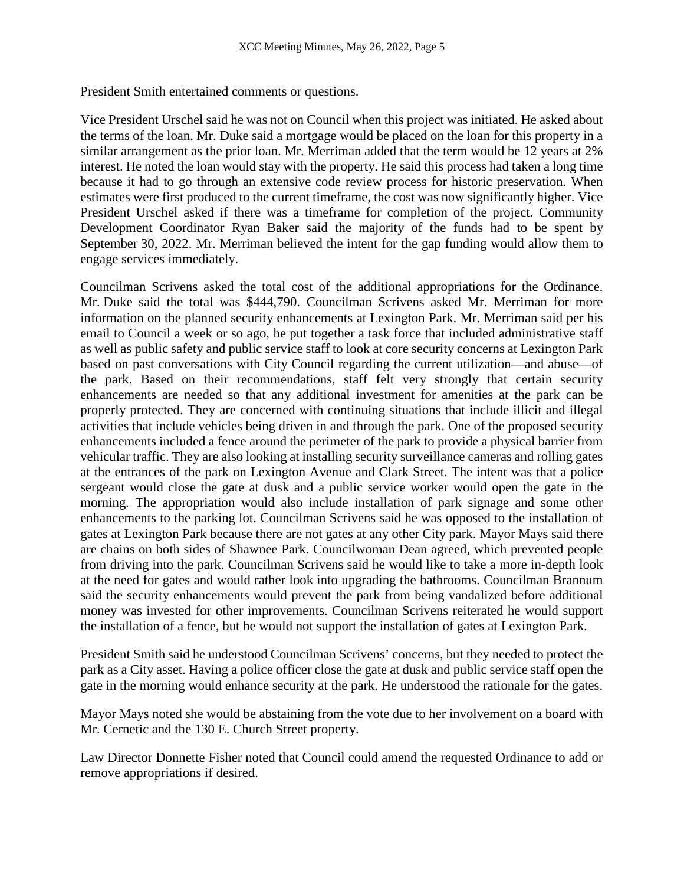President Smith entertained comments or questions.

Vice President Urschel said he was not on Council when this project was initiated. He asked about the terms of the loan. Mr. Duke said a mortgage would be placed on the loan for this property in a similar arrangement as the prior loan. Mr. Merriman added that the term would be 12 years at 2% interest. He noted the loan would stay with the property. He said this process had taken a long time because it had to go through an extensive code review process for historic preservation. When estimates were first produced to the current timeframe, the cost was now significantly higher. Vice President Urschel asked if there was a timeframe for completion of the project. Community Development Coordinator Ryan Baker said the majority of the funds had to be spent by September 30, 2022. Mr. Merriman believed the intent for the gap funding would allow them to engage services immediately.

Councilman Scrivens asked the total cost of the additional appropriations for the Ordinance. Mr. Duke said the total was $444,790. Councilman Scrivens asked Mr. Merriman for more information on the planned security enhancements at Lexington Park. Mr. Merriman said per his email to Council a week or so ago, he put together a task force that included administrative staff as well as public safety and public service staff to look at core security concerns at Lexington Park based on past conversations with City Council regarding the current utilization—and abuse—of the park. Based on their recommendations, staff felt very strongly that certain security enhancements are needed so that any additional investment for amenities at the park can be properly protected. They are concerned with continuing situations that include illicit and illegal activities that include vehicles being driven in and through the park. One of the proposed security enhancements included a fence around the perimeter of the park to provide a physical barrier from vehicular traffic. They are also looking at installing security surveillance cameras and rolling gates at the entrances of the park on Lexington Avenue and Clark Street. The intent was that a police sergeant would close the gate at dusk and a public service worker would open the gate in the morning. The appropriation would also include installation of park signage and some other enhancements to the parking lot. Councilman Scrivens said he was opposed to the installation of gates at Lexington Park because there are not gates at any other City park. Mayor Mays said there are chains on both sides of Shawnee Park. Councilwoman Dean agreed, which prevented people from driving into the park. Councilman Scrivens said he would like to take a more in-depth look at the need for gates and would rather look into upgrading the bathrooms. Councilman Brannum said the security enhancements would prevent the park from being vandalized before additional money was invested for other improvements. Councilman Scrivens reiterated he would support the installation of a fence, but he would not support the installation of gates at Lexington Park.

President Smith said he understood Councilman Scrivens' concerns, but they needed to protect the park as a City asset. Having a police officer close the gate at dusk and public service staff open the gate in the morning would enhance security at the park. He understood the rationale for the gates.

Mayor Mays noted she would be abstaining from the vote due to her involvement on a board with Mr. Cernetic and the 130 E. Church Street property.

Law Director Donnette Fisher noted that Council could amend the requested Ordinance to add or remove appropriations if desired.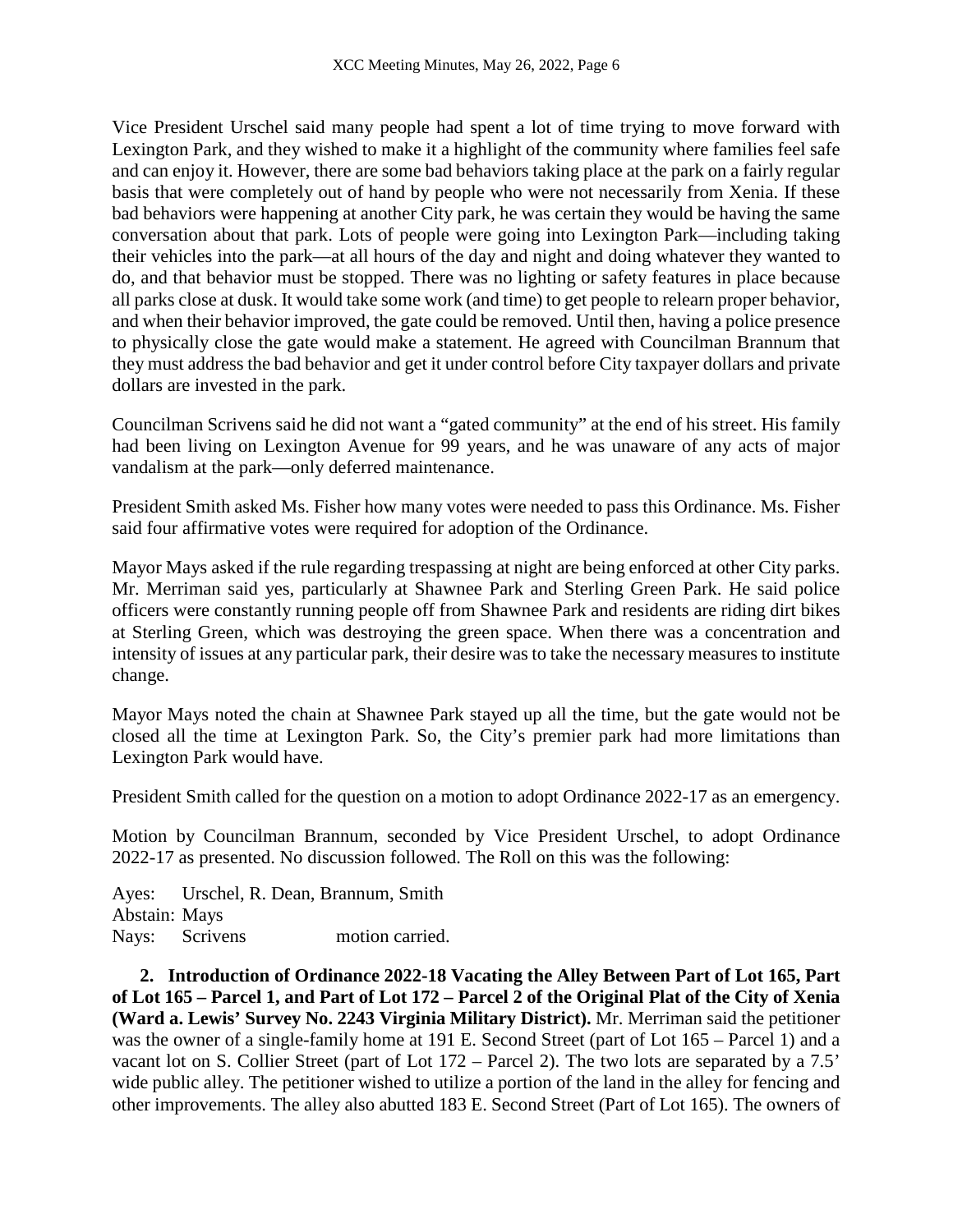Vice President Urschel said many people had spent a lot of time trying to move forward with Lexington Park, and they wished to make it a highlight of the community where families feel safe and can enjoy it. However, there are some bad behaviors taking place at the park on a fairly regular basis that were completely out of hand by people who were not necessarily from Xenia. If these bad behaviors were happening at another City park, he was certain they would be having the same conversation about that park. Lots of people were going into Lexington Park—including taking their vehicles into the park—at all hours of the day and night and doing whatever they wanted to do, and that behavior must be stopped. There was no lighting or safety features in place because all parks close at dusk. It would take some work (and time) to get people to relearn proper behavior, and when their behavior improved, the gate could be removed. Until then, having a police presence to physically close the gate would make a statement. He agreed with Councilman Brannum that they must address the bad behavior and get it under control before City taxpayer dollars and private dollars are invested in the park.

Councilman Scrivens said he did not want a "gated community" at the end of his street. His family had been living on Lexington Avenue for 99 years, and he was unaware of any acts of major vandalism at the park—only deferred maintenance.

President Smith asked Ms. Fisher how many votes were needed to pass this Ordinance. Ms. Fisher said four affirmative votes were required for adoption of the Ordinance.

Mayor Mays asked if the rule regarding trespassing at night are being enforced at other City parks. Mr. Merriman said yes, particularly at Shawnee Park and Sterling Green Park. He said police officers were constantly running people off from Shawnee Park and residents are riding dirt bikes at Sterling Green, which was destroying the green space. When there was a concentration and intensity of issues at any particular park, their desire was to take the necessary measures to institute change.

Mayor Mays noted the chain at Shawnee Park stayed up all the time, but the gate would not be closed all the time at Lexington Park. So, the City's premier park had more limitations than Lexington Park would have.

President Smith called for the question on a motion to adopt Ordinance 2022-17 as an emergency.

Motion by Councilman Brannum, seconded by Vice President Urschel, to adopt Ordinance 2022-17 as presented. No discussion followed. The Roll on this was the following:

Ayes: Urschel, R. Dean, Brannum, Smith
Abstain: Mays
Nays: Scrivens motion carried.

**2. Introduction of Ordinance 2022-18 Vacating the Alley Between Part of Lot 165, Part of Lot 165 – Parcel 1, and Part of Lot 172 – Parcel 2 of the Original Plat of the City of Xenia (Ward a. Lewis' Survey No. 2243 Virginia Military District).** Mr. Merriman said the petitioner was the owner of a single-family home at 191 E. Second Street (part of Lot 165 – Parcel 1) and a vacant lot on S. Collier Street (part of Lot 172 – Parcel 2). The two lots are separated by a 7.5' wide public alley. The petitioner wished to utilize a portion of the land in the alley for fencing and other improvements. The alley also abutted 183 E. Second Street (Part of Lot 165). The owners of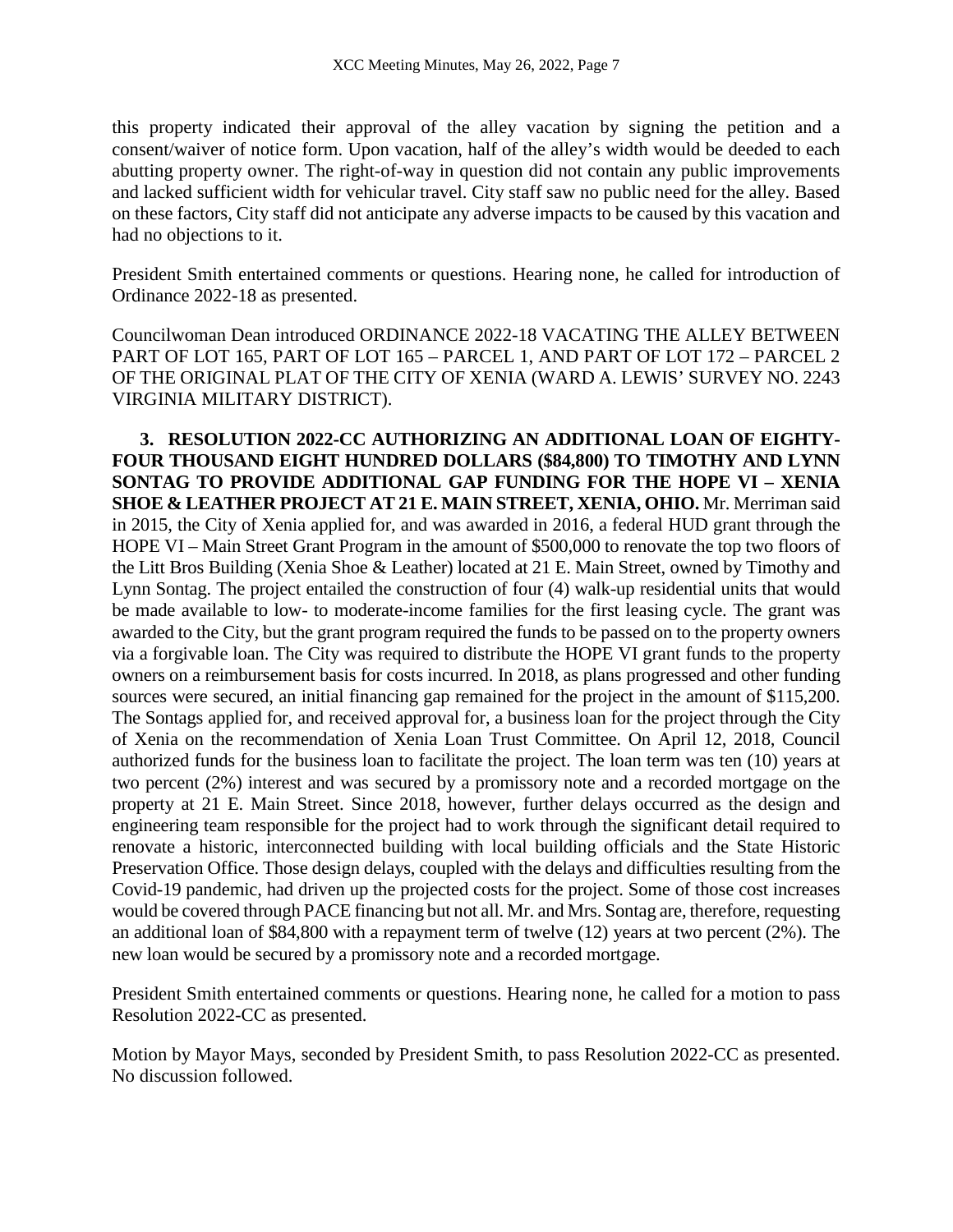this property indicated their approval of the alley vacation by signing the petition and a consent/waiver of notice form. Upon vacation, half of the alley's width would be deeded to each abutting property owner. The right-of-way in question did not contain any public improvements and lacked sufficient width for vehicular travel. City staff saw no public need for the alley. Based on these factors, City staff did not anticipate any adverse impacts to be caused by this vacation and had no objections to it.

President Smith entertained comments or questions. Hearing none, he called for introduction of Ordinance 2022-18 as presented.

Councilwoman Dean introduced ORDINANCE 2022-18 VACATING THE ALLEY BETWEEN PART OF LOT 165, PART OF LOT 165 – PARCEL 1, AND PART OF LOT 172 – PARCEL 2 OF THE ORIGINAL PLAT OF THE CITY OF XENIA (WARD A. LEWIS' SURVEY NO. 2243 VIRGINIA MILITARY DISTRICT).

**3. RESOLUTION 2022-CC AUTHORIZING AN ADDITIONAL LOAN OF EIGHTY-FOUR THOUSAND EIGHT HUNDRED DOLLARS ($84,800) TO TIMOTHY AND LYNN SONTAG TO PROVIDE ADDITIONAL GAP FUNDING FOR THE HOPE VI – XENIA SHOE & LEATHER PROJECT AT 21 E. MAIN STREET, XENIA, OHIO.** Mr. Merriman said in 2015, the City of Xenia applied for, and was awarded in 2016, a federal HUD grant through the HOPE VI – Main Street Grant Program in the amount of $500,000 to renovate the top two floors of the Litt Bros Building (Xenia Shoe & Leather) located at 21 E. Main Street, owned by Timothy and Lynn Sontag. The project entailed the construction of four (4) walk-up residential units that would be made available to low- to moderate-income families for the first leasing cycle. The grant was awarded to the City, but the grant program required the funds to be passed on to the property owners via a forgivable loan. The City was required to distribute the HOPE VI grant funds to the property owners on a reimbursement basis for costs incurred. In 2018, as plans progressed and other funding sources were secured, an initial financing gap remained for the project in the amount of $115,200. The Sontags applied for, and received approval for, a business loan for the project through the City of Xenia on the recommendation of Xenia Loan Trust Committee. On April 12, 2018, Council authorized funds for the business loan to facilitate the project. The loan term was ten (10) years at two percent (2%) interest and was secured by a promissory note and a recorded mortgage on the property at 21 E. Main Street. Since 2018, however, further delays occurred as the design and engineering team responsible for the project had to work through the significant detail required to renovate a historic, interconnected building with local building officials and the State Historic Preservation Office. Those design delays, coupled with the delays and difficulties resulting from the Covid-19 pandemic, had driven up the projected costs for the project. Some of those cost increases would be covered through PACE financing but not all. Mr. and Mrs. Sontag are, therefore, requesting an additional loan of $84,800 with a repayment term of twelve (12) years at two percent (2%). The new loan would be secured by a promissory note and a recorded mortgage.

President Smith entertained comments or questions. Hearing none, he called for a motion to pass Resolution 2022-CC as presented.

Motion by Mayor Mays, seconded by President Smith, to pass Resolution 2022-CC as presented. No discussion followed.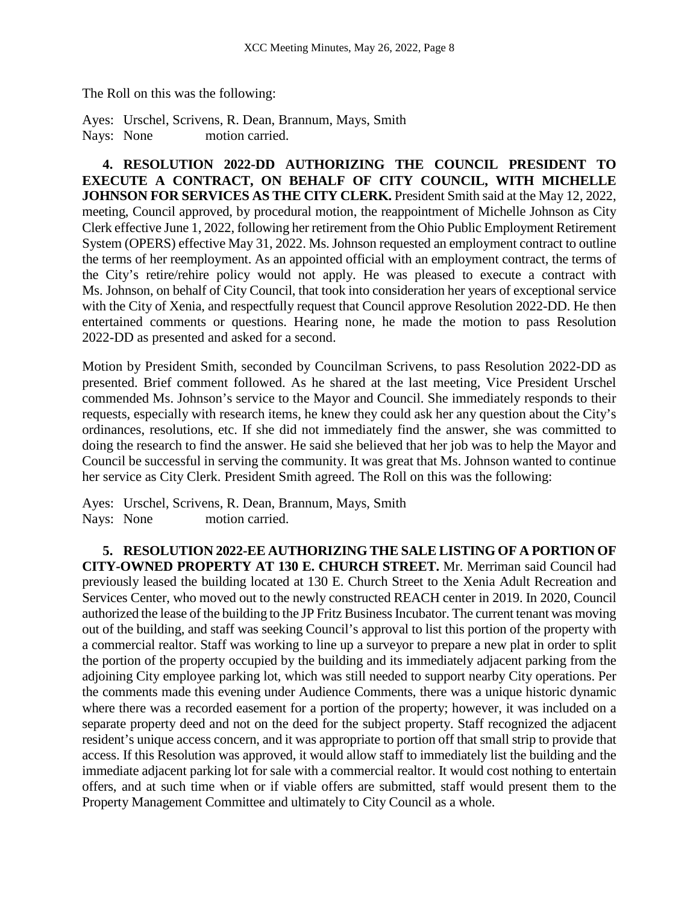The Roll on this was the following:

Ayes: Urschel, Scrivens, R. Dean, Brannum, Mays, Smith
Nays: None motion carried.

**4. RESOLUTION 2022-DD AUTHORIZING THE COUNCIL PRESIDENT TO EXECUTE A CONTRACT, ON BEHALF OF CITY COUNCIL, WITH MICHELLE JOHNSON FOR SERVICES AS THE CITY CLERK.** President Smith said at the May 12, 2022, meeting, Council approved, by procedural motion, the reappointment of Michelle Johnson as City Clerk effective June 1, 2022, following her retirement from the Ohio Public Employment Retirement System (OPERS) effective May 31, 2022. Ms. Johnson requested an employment contract to outline the terms of her reemployment. As an appointed official with an employment contract, the terms of the City's retire/rehire policy would not apply. He was pleased to execute a contract with Ms. Johnson, on behalf of City Council, that took into consideration her years of exceptional service with the City of Xenia, and respectfully request that Council approve Resolution 2022-DD. He then entertained comments or questions. Hearing none, he made the motion to pass Resolution 2022-DD as presented and asked for a second.

Motion by President Smith, seconded by Councilman Scrivens, to pass Resolution 2022-DD as presented. Brief comment followed. As he shared at the last meeting, Vice President Urschel commended Ms. Johnson's service to the Mayor and Council. She immediately responds to their requests, especially with research items, he knew they could ask her any question about the City's ordinances, resolutions, etc. If she did not immediately find the answer, she was committed to doing the research to find the answer. He said she believed that her job was to help the Mayor and Council be successful in serving the community. It was great that Ms. Johnson wanted to continue her service as City Clerk. President Smith agreed. The Roll on this was the following:

Ayes: Urschel, Scrivens, R. Dean, Brannum, Mays, Smith
Nays: None motion carried.

**5. RESOLUTION 2022-EE AUTHORIZING THE SALE LISTING OF A PORTION OF CITY-OWNED PROPERTY AT 130 E. CHURCH STREET.** Mr. Merriman said Council had previously leased the building located at 130 E. Church Street to the Xenia Adult Recreation and Services Center, who moved out to the newly constructed REACH center in 2019. In 2020, Council authorized the lease of the building to the JP Fritz Business Incubator. The current tenant was moving out of the building, and staff was seeking Council's approval to list this portion of the property with a commercial realtor. Staff was working to line up a surveyor to prepare a new plat in order to split the portion of the property occupied by the building and its immediately adjacent parking from the adjoining City employee parking lot, which was still needed to support nearby City operations. Per the comments made this evening under Audience Comments, there was a unique historic dynamic where there was a recorded easement for a portion of the property; however, it was included on a separate property deed and not on the deed for the subject property. Staff recognized the adjacent resident's unique access concern, and it was appropriate to portion off that small strip to provide that access. If this Resolution was approved, it would allow staff to immediately list the building and the immediate adjacent parking lot for sale with a commercial realtor. It would cost nothing to entertain offers, and at such time when or if viable offers are submitted, staff would present them to the Property Management Committee and ultimately to City Council as a whole.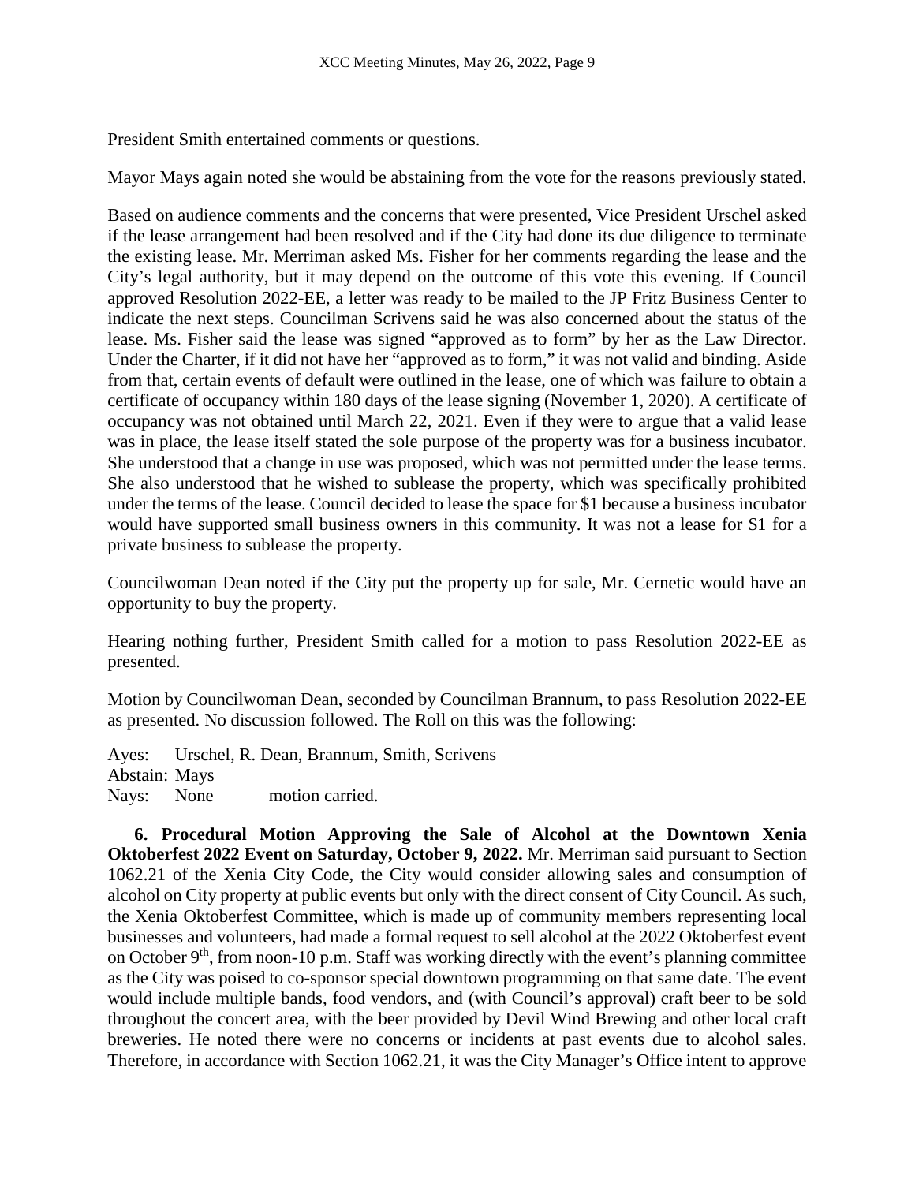President Smith entertained comments or questions.

Mayor Mays again noted she would be abstaining from the vote for the reasons previously stated.

Based on audience comments and the concerns that were presented, Vice President Urschel asked if the lease arrangement had been resolved and if the City had done its due diligence to terminate the existing lease. Mr. Merriman asked Ms. Fisher for her comments regarding the lease and the City's legal authority, but it may depend on the outcome of this vote this evening. If Council approved Resolution 2022-EE, a letter was ready to be mailed to the JP Fritz Business Center to indicate the next steps. Councilman Scrivens said he was also concerned about the status of the lease. Ms. Fisher said the lease was signed "approved as to form" by her as the Law Director. Under the Charter, if it did not have her "approved as to form," it was not valid and binding. Aside from that, certain events of default were outlined in the lease, one of which was failure to obtain a certificate of occupancy within 180 days of the lease signing (November 1, 2020). A certificate of occupancy was not obtained until March 22, 2021. Even if they were to argue that a valid lease was in place, the lease itself stated the sole purpose of the property was for a business incubator. She understood that a change in use was proposed, which was not permitted under the lease terms. She also understood that he wished to sublease the property, which was specifically prohibited under the terms of the lease. Council decided to lease the space for $1 because a business incubator would have supported small business owners in this community. It was not a lease for $1 for a private business to sublease the property.

Councilwoman Dean noted if the City put the property up for sale, Mr. Cernetic would have an opportunity to buy the property.

Hearing nothing further, President Smith called for a motion to pass Resolution 2022-EE as presented.

Motion by Councilwoman Dean, seconded by Councilman Brannum, to pass Resolution 2022-EE as presented. No discussion followed. The Roll on this was the following:

Ayes: Urschel, R. Dean, Brannum, Smith, Scrivens
Abstain: Mays
Nays: None motion carried.

**6. Procedural Motion Approving the Sale of Alcohol at the Downtown Xenia Oktoberfest 2022 Event on Saturday, October 9, 2022.** Mr. Merriman said pursuant to Section 1062.21 of the Xenia City Code, the City would consider allowing sales and consumption of alcohol on City property at public events but only with the direct consent of City Council. As such, the Xenia Oktoberfest Committee, which is made up of community members representing local businesses and volunteers, had made a formal request to sell alcohol at the 2022 Oktoberfest event on October 9th, from noon-10 p.m. Staff was working directly with the event's planning committee as the City was poised to co-sponsor special downtown programming on that same date. The event would include multiple bands, food vendors, and (with Council's approval) craft beer to be sold throughout the concert area, with the beer provided by Devil Wind Brewing and other local craft breweries. He noted there were no concerns or incidents at past events due to alcohol sales. Therefore, in accordance with Section 1062.21, it was the City Manager's Office intent to approve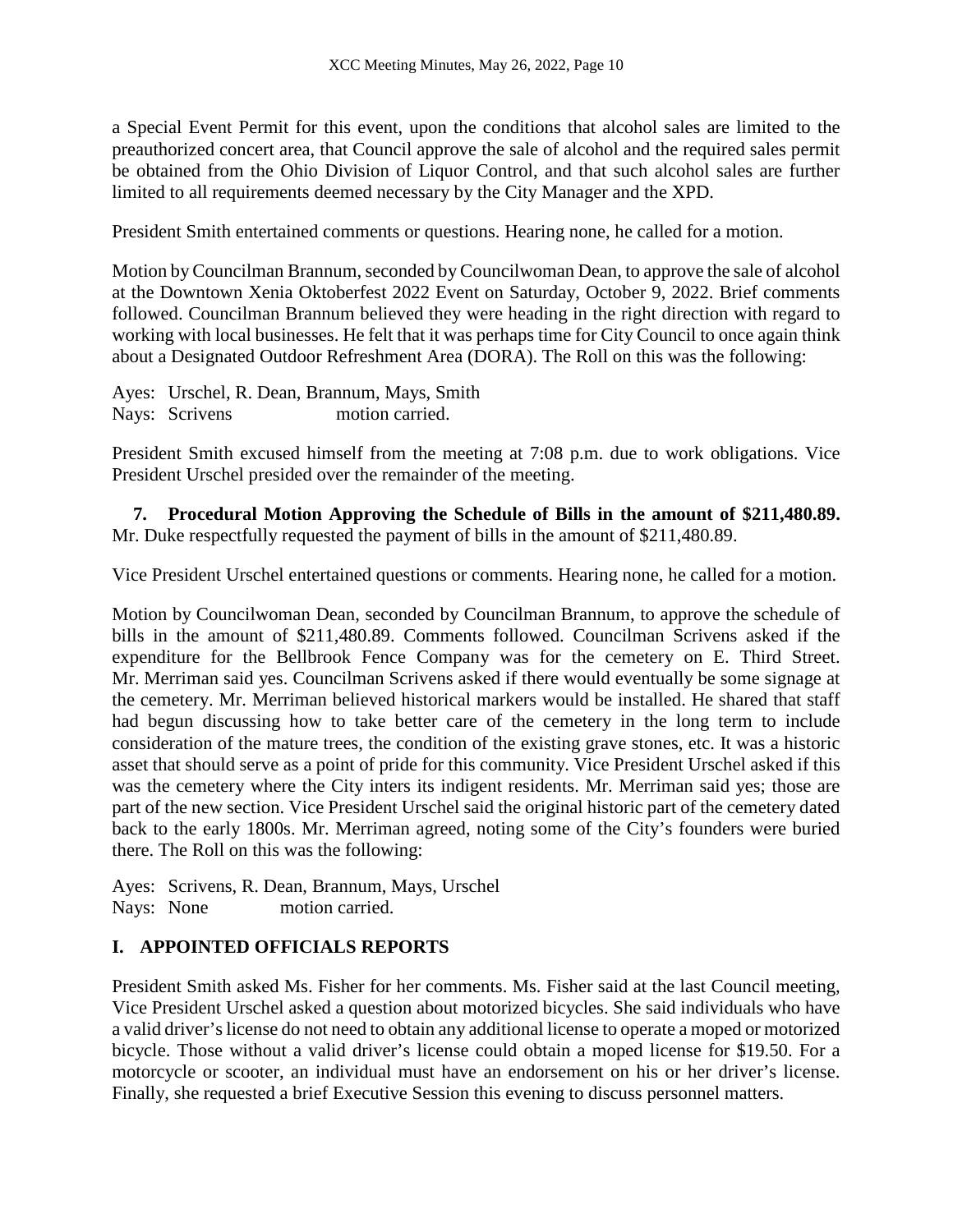a Special Event Permit for this event, upon the conditions that alcohol sales are limited to the preauthorized concert area, that Council approve the sale of alcohol and the required sales permit be obtained from the Ohio Division of Liquor Control, and that such alcohol sales are further limited to all requirements deemed necessary by the City Manager and the XPD.

President Smith entertained comments or questions. Hearing none, he called for a motion.

Motion by Councilman Brannum, seconded by Councilwoman Dean, to approve the sale of alcohol at the Downtown Xenia Oktoberfest 2022 Event on Saturday, October 9, 2022. Brief comments followed. Councilman Brannum believed they were heading in the right direction with regard to working with local businesses. He felt that it was perhaps time for City Council to once again think about a Designated Outdoor Refreshment Area (DORA). The Roll on this was the following:

Ayes: Urschel, R. Dean, Brannum, Mays, Smith
Nays: Scrivens motion carried.

President Smith excused himself from the meeting at 7:08 p.m. due to work obligations. Vice President Urschel presided over the remainder of the meeting.

**7. Procedural Motion Approving the Schedule of Bills in the amount of $211,480.89.** Mr. Duke respectfully requested the payment of bills in the amount of $211,480.89.

Vice President Urschel entertained questions or comments. Hearing none, he called for a motion.

Motion by Councilwoman Dean, seconded by Councilman Brannum, to approve the schedule of bills in the amount of $211,480.89. Comments followed. Councilman Scrivens asked if the expenditure for the Bellbrook Fence Company was for the cemetery on E. Third Street. Mr. Merriman said yes. Councilman Scrivens asked if there would eventually be some signage at the cemetery. Mr. Merriman believed historical markers would be installed. He shared that staff had begun discussing how to take better care of the cemetery in the long term to include consideration of the mature trees, the condition of the existing grave stones, etc. It was a historic asset that should serve as a point of pride for this community. Vice President Urschel asked if this was the cemetery where the City inters its indigent residents. Mr. Merriman said yes; those are part of the new section. Vice President Urschel said the original historic part of the cemetery dated back to the early 1800s. Mr. Merriman agreed, noting some of the City's founders were buried there. The Roll on this was the following:

Ayes: Scrivens, R. Dean, Brannum, Mays, Urschel
Nays: None motion carried.

## I. APPOINTED OFFICIALS REPORTS

President Smith asked Ms. Fisher for her comments. Ms. Fisher said at the last Council meeting, Vice President Urschel asked a question about motorized bicycles. She said individuals who have a valid driver's license do not need to obtain any additional license to operate a moped or motorized bicycle. Those without a valid driver's license could obtain a moped license for $19.50. For a motorcycle or scooter, an individual must have an endorsement on his or her driver's license. Finally, she requested a brief Executive Session this evening to discuss personnel matters.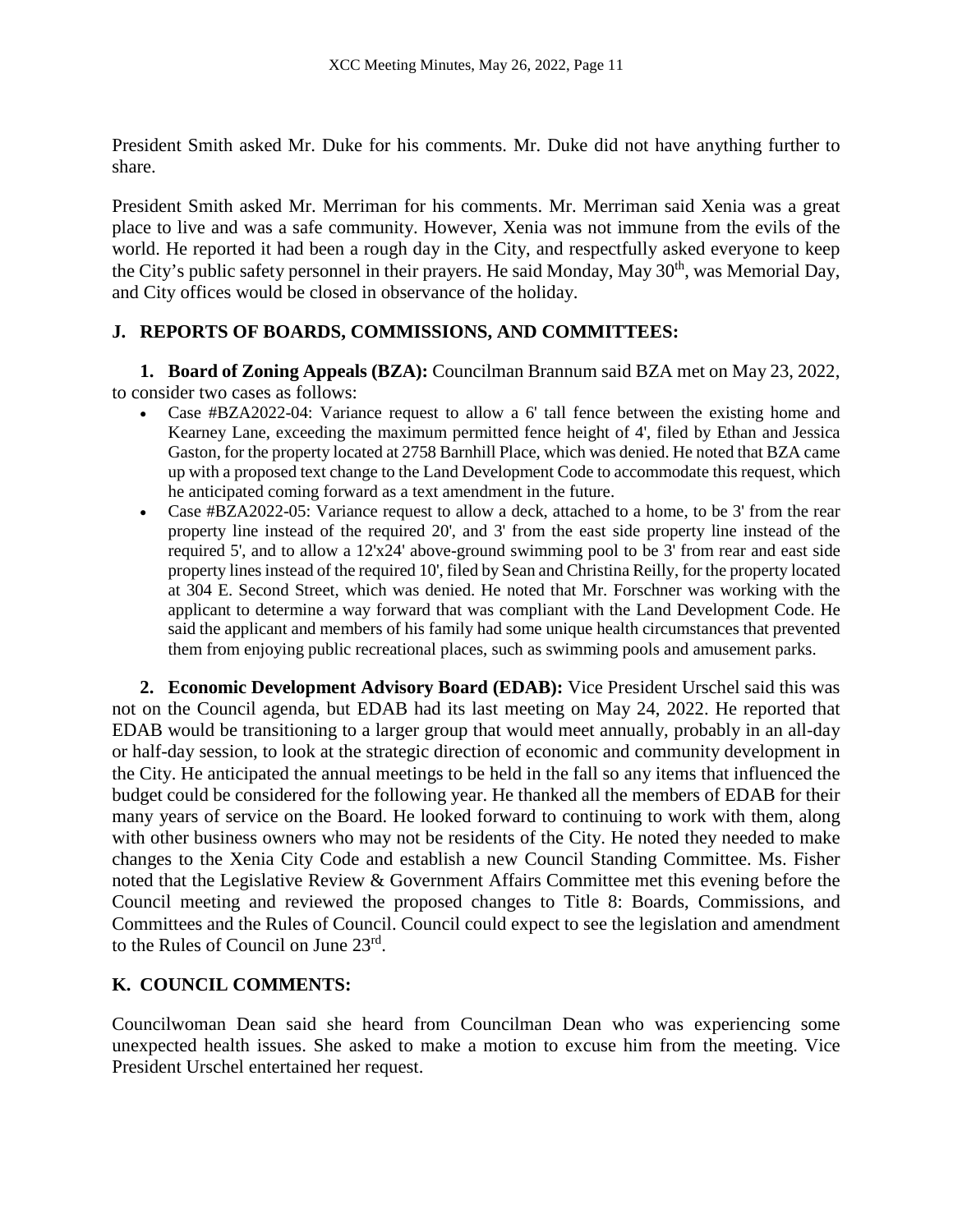President Smith asked Mr. Duke for his comments. Mr. Duke did not have anything further to share.

President Smith asked Mr. Merriman for his comments. Mr. Merriman said Xenia was a great place to live and was a safe community. However, Xenia was not immune from the evils of the world. He reported it had been a rough day in the City, and respectfully asked everyone to keep the City's public safety personnel in their prayers. He said Monday, May 30th, was Memorial Day, and City offices would be closed in observance of the holiday.

## J. REPORTS OF BOARDS, COMMISSIONS, AND COMMITTEES:

**1. Board of Zoning Appeals (BZA):** Councilman Brannum said BZA met on May 23, 2022, to consider two cases as follows:

- Case #BZA2022-04: Variance request to allow a 6' tall fence between the existing home and Kearney Lane, exceeding the maximum permitted fence height of 4', filed by Ethan and Jessica Gaston, for the property located at 2758 Barnhill Place, which was denied. He noted that BZA came up with a proposed text change to the Land Development Code to accommodate this request, which he anticipated coming forward as a text amendment in the future.
- Case #BZA2022-05: Variance request to allow a deck, attached to a home, to be 3' from the rear property line instead of the required 20', and 3' from the east side property line instead of the required 5', and to allow a 12'x24' above-ground swimming pool to be 3' from rear and east side property lines instead of the required 10', filed by Sean and Christina Reilly, for the property located at 304 E. Second Street, which was denied. He noted that Mr. Forschner was working with the applicant to determine a way forward that was compliant with the Land Development Code. He said the applicant and members of his family had some unique health circumstances that prevented them from enjoying public recreational places, such as swimming pools and amusement parks.

**2. Economic Development Advisory Board (EDAB):** Vice President Urschel said this was not on the Council agenda, but EDAB had its last meeting on May 24, 2022. He reported that EDAB would be transitioning to a larger group that would meet annually, probably in an all-day or half-day session, to look at the strategic direction of economic and community development in the City. He anticipated the annual meetings to be held in the fall so any items that influenced the budget could be considered for the following year. He thanked all the members of EDAB for their many years of service on the Board. He looked forward to continuing to work with them, along with other business owners who may not be residents of the City. He noted they needed to make changes to the Xenia City Code and establish a new Council Standing Committee. Ms. Fisher noted that the Legislative Review & Government Affairs Committee met this evening before the Council meeting and reviewed the proposed changes to Title 8: Boards, Commissions, and Committees and the Rules of Council. Council could expect to see the legislation and amendment to the Rules of Council on June 23rd.

## K. COUNCIL COMMENTS:

Councilwoman Dean said she heard from Councilman Dean who was experiencing some unexpected health issues. She asked to make a motion to excuse him from the meeting. Vice President Urschel entertained her request.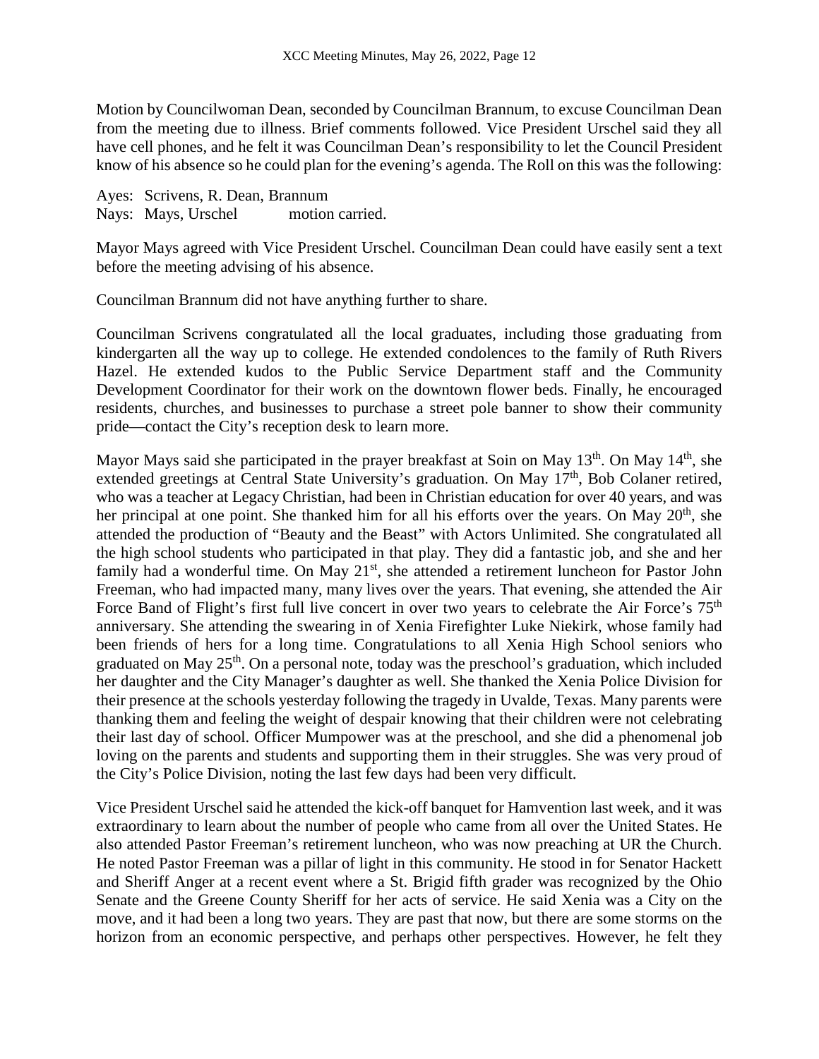Motion by Councilwoman Dean, seconded by Councilman Brannum, to excuse Councilman Dean from the meeting due to illness. Brief comments followed. Vice President Urschel said they all have cell phones, and he felt it was Councilman Dean's responsibility to let the Council President know of his absence so he could plan for the evening's agenda. The Roll on this was the following:

Ayes: Scrivens, R. Dean, Brannum
Nays: Mays, Urschel motion carried.

Mayor Mays agreed with Vice President Urschel. Councilman Dean could have easily sent a text before the meeting advising of his absence.

Councilman Brannum did not have anything further to share.

Councilman Scrivens congratulated all the local graduates, including those graduating from kindergarten all the way up to college. He extended condolences to the family of Ruth Rivers Hazel. He extended kudos to the Public Service Department staff and the Community Development Coordinator for their work on the downtown flower beds. Finally, he encouraged residents, churches, and businesses to purchase a street pole banner to show their community pride—contact the City's reception desk to learn more.

Mayor Mays said she participated in the prayer breakfast at Soin on May 13th. On May 14th, she extended greetings at Central State University's graduation. On May 17th, Bob Colaner retired, who was a teacher at Legacy Christian, had been in Christian education for over 40 years, and was her principal at one point. She thanked him for all his efforts over the years. On May 20th, she attended the production of "Beauty and the Beast" with Actors Unlimited. She congratulated all the high school students who participated in that play. They did a fantastic job, and she and her family had a wonderful time. On May 21st, she attended a retirement luncheon for Pastor John Freeman, who had impacted many, many lives over the years. That evening, she attended the Air Force Band of Flight's first full live concert in over two years to celebrate the Air Force's 75th anniversary. She attending the swearing in of Xenia Firefighter Luke Niekirk, whose family had been friends of hers for a long time. Congratulations to all Xenia High School seniors who graduated on May 25th. On a personal note, today was the preschool's graduation, which included her daughter and the City Manager's daughter as well. She thanked the Xenia Police Division for their presence at the schools yesterday following the tragedy in Uvalde, Texas. Many parents were thanking them and feeling the weight of despair knowing that their children were not celebrating their last day of school. Officer Mumpower was at the preschool, and she did a phenomenal job loving on the parents and students and supporting them in their struggles. She was very proud of the City's Police Division, noting the last few days had been very difficult.

Vice President Urschel said he attended the kick-off banquet for Hamvention last week, and it was extraordinary to learn about the number of people who came from all over the United States. He also attended Pastor Freeman's retirement luncheon, who was now preaching at UR the Church. He noted Pastor Freeman was a pillar of light in this community. He stood in for Senator Hackett and Sheriff Anger at a recent event where a St. Brigid fifth grader was recognized by the Ohio Senate and the Greene County Sheriff for her acts of service. He said Xenia was a City on the move, and it had been a long two years. They are past that now, but there are some storms on the horizon from an economic perspective, and perhaps other perspectives. However, he felt they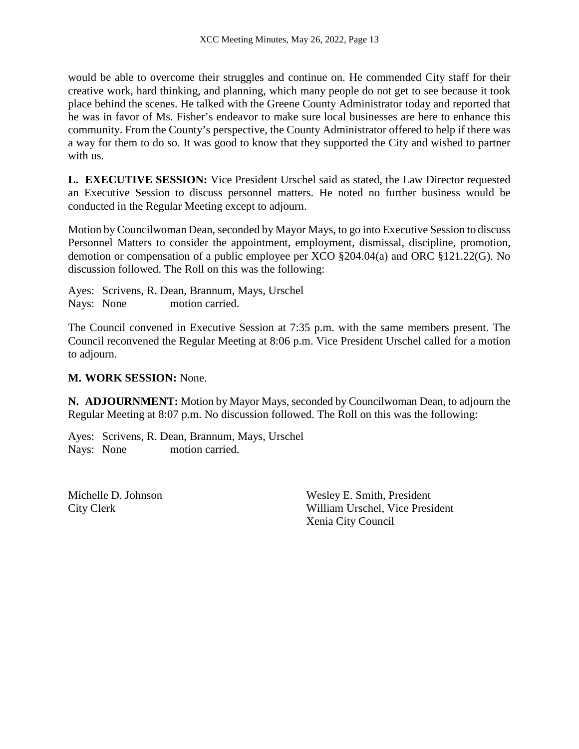would be able to overcome their struggles and continue on. He commended City staff for their creative work, hard thinking, and planning, which many people do not get to see because it took place behind the scenes. He talked with the Greene County Administrator today and reported that he was in favor of Ms. Fisher's endeavor to make sure local businesses are here to enhance this community. From the County's perspective, the County Administrator offered to help if there was a way for them to do so. It was good to know that they supported the City and wished to partner with us.

**L. EXECUTIVE SESSION:** Vice President Urschel said as stated, the Law Director requested an Executive Session to discuss personnel matters. He noted no further business would be conducted in the Regular Meeting except to adjourn.

Motion by Councilwoman Dean, seconded by Mayor Mays, to go into Executive Session to discuss Personnel Matters to consider the appointment, employment, dismissal, discipline, promotion, demotion or compensation of a public employee per XCO §204.04(a) and ORC §121.22(G). No discussion followed. The Roll on this was the following:

Ayes: Scrivens, R. Dean, Brannum, Mays, Urschel
Nays: None motion carried.

The Council convened in Executive Session at 7:35 p.m. with the same members present. The Council reconvened the Regular Meeting at 8:06 p.m. Vice President Urschel called for a motion to adjourn.

**M. WORK SESSION:** None.

**N. ADJOURNMENT:** Motion by Mayor Mays, seconded by Councilwoman Dean, to adjourn the Regular Meeting at 8:07 p.m. No discussion followed. The Roll on this was the following:

Ayes: Scrivens, R. Dean, Brannum, Mays, Urschel
Nays: None motion carried.

Michelle D. Johnson
City Clerk

Wesley E. Smith, President
William Urschel, Vice President
Xenia City Council